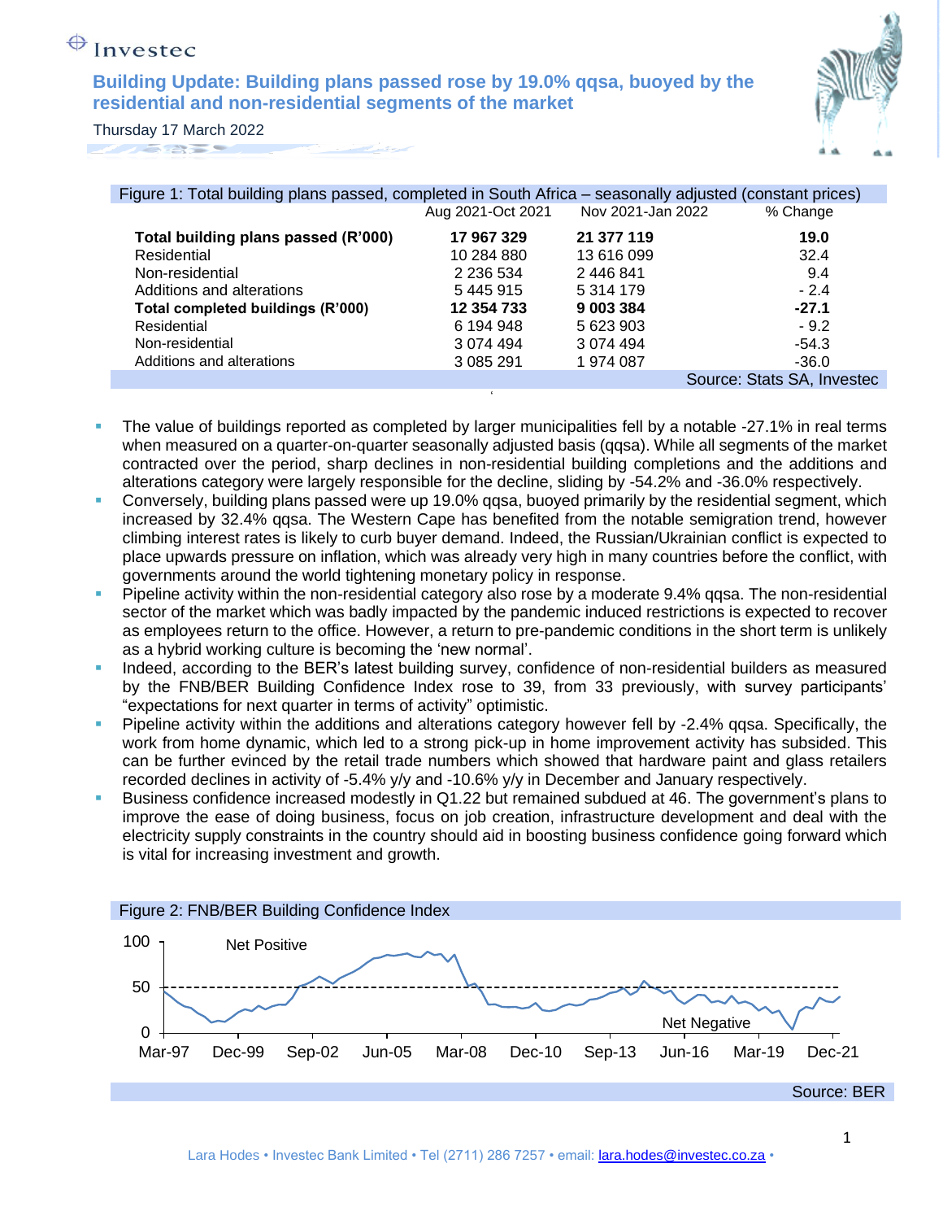Investec

# Building Update: Building plans passed rose by 19.0% qqsa, buoyed by the residential and non-residential segments of the market

Thursday 17 March 2022

Figure 1: Total building plans passed, completed in South Africa – seasonally adjusted (constant prices)

| | Aug 2021-Oct 2021 | Nov 2021-Jan 2022 | % Change |
|---|---|---|---|
| **Total building plans passed (R'000)** | **17 967 329** | **21 377 119** | **19.0** |
| Residential | 10 284 880 | 13 616 099 | 32.4 |
| Non-residential | 2 236 534 | 2 446 841 | 9.4 |
| Additions and alterations | 5 445 915 | 5 314 179 | - 2.4 |
| **Total completed buildings (R'000)** | **12 354 733** | **9 003 384** | **-27.1** |
| Residential | 6 194 948 | 5 623 903 | - 9.2 |
| Non-residential | 3 074 494 | 3 074 494 | -54.3 |
| Additions and alterations | 3 085 291 | 1 974 087 | -36.0 |

Source: Stats SA, Investec

- The value of buildings reported as completed by larger municipalities fell by a notable -27.1% in real terms when measured on a quarter-on-quarter seasonally adjusted basis (qqsa). While all segments of the market contracted over the period, sharp declines in non-residential building completions and the additions and alterations category were largely responsible for the decline, sliding by -54.2% and -36.0% respectively.
- Conversely, building plans passed were up 19.0% qqsa, buoyed primarily by the residential segment, which increased by 32.4% qqsa. The Western Cape has benefited from the notable semigration trend, however climbing interest rates is likely to curb buyer demand. Indeed, the Russian/Ukrainian conflict is expected to place upwards pressure on inflation, which was already very high in many countries before the conflict, with governments around the world tightening monetary policy in response.
- Pipeline activity within the non-residential category also rose by a moderate 9.4% qqsa. The non-residential sector of the market which was badly impacted by the pandemic induced restrictions is expected to recover as employees return to the office. However, a return to pre-pandemic conditions in the short term is unlikely as a hybrid working culture is becoming the 'new normal'.
- Indeed, according to the BER's latest building survey, confidence of non-residential builders as measured by the FNB/BER Building Confidence Index rose to 39, from 33 previously, with survey participants' "expectations for next quarter in terms of activity" optimistic.
- Pipeline activity within the additions and alterations category however fell by -2.4% qqsa. Specifically, the work from home dynamic, which led to a strong pick-up in home improvement activity has subsided. This can be further evinced by the retail trade numbers which showed that hardware paint and glass retailers recorded declines in activity of -5.4% y/y and -10.6% y/y in December and January respectively.
- Business confidence increased modestly in Q1.22 but remained subdued at 46. The government's plans to improve the ease of doing business, focus on job creation, infrastructure development and deal with the electricity supply constraints in the country should aid in boosting business confidence going forward which is vital for increasing investment and growth.

Figure 2: FNB/BER Building Confidence Index

Source: BER

Lara Hodes • Investec Bank Limited • Tel (2711) 286 7257 • email: lara.hodes@investec.co.za •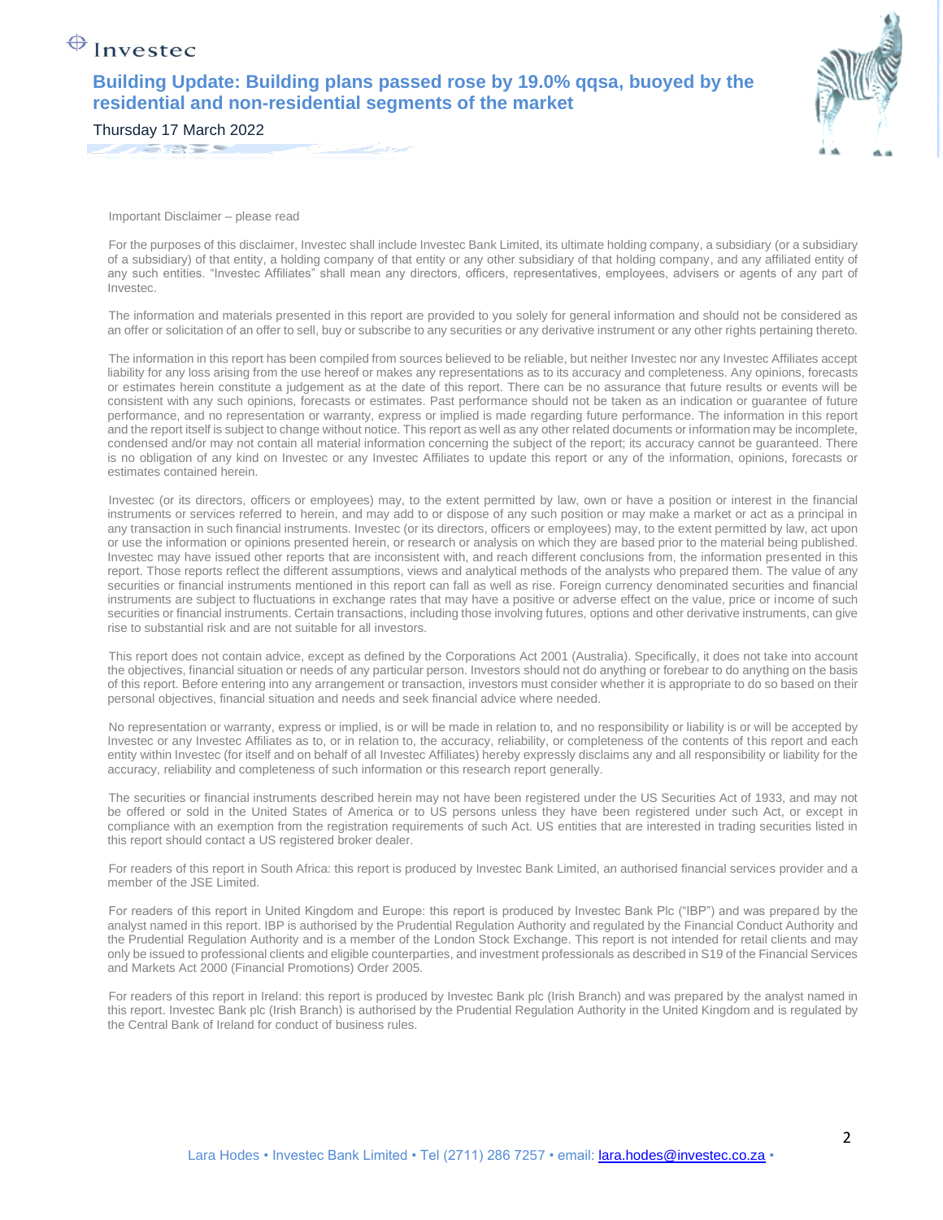Important Disclaimer – please read

For the purposes of this disclaimer, Investec shall include Investec Bank Limited, its ultimate holding company, a subsidiary (or a subsidiary of a subsidiary) of that entity, a holding company of that entity or any other subsidiary of that holding company, and any affiliated entity of any such entities. "Investec Affiliates" shall mean any directors, officers, representatives, employees, advisers or agents of any part of Investec.

The information and materials presented in this report are provided to you solely for general information and should not be considered as an offer or solicitation of an offer to sell, buy or subscribe to any securities or any derivative instrument or any other rights pertaining thereto.

The information in this report has been compiled from sources believed to be reliable, but neither Investec nor any Investec Affiliates accept liability for any loss arising from the use hereof or makes any representations as to its accuracy and completeness. Any opinions, forecasts or estimates herein constitute a judgement as at the date of this report. There can be no assurance that future results or events will be consistent with any such opinions, forecasts or estimates. Past performance should not be taken as an indication or guarantee of future performance, and no representation or warranty, express or implied is made regarding future performance. The information in this report and the report itself is subject to change without notice. This report as well as any other related documents or information may be incomplete, condensed and/or may not contain all material information concerning the subject of the report; its accuracy cannot be guaranteed. There is no obligation of any kind on Investec or any Investec Affiliates to update this report or any of the information, opinions, forecasts or estimates contained herein.

Investec (or its directors, officers or employees) may, to the extent permitted by law, own or have a position or interest in the financial instruments or services referred to herein, and may add to or dispose of any such position or may make a market or act as a principal in any transaction in such financial instruments. Investec (or its directors, officers or employees) may, to the extent permitted by law, act upon or use the information or opinions presented herein, or research or analysis on which they are based prior to the material being published. Investec may have issued other reports that are inconsistent with, and reach different conclusions from, the information presented in this report. Those reports reflect the different assumptions, views and analytical methods of the analysts who prepared them. The value of any securities or financial instruments mentioned in this report can fall as well as rise. Foreign currency denominated securities and financial instruments are subject to fluctuations in exchange rates that may have a positive or adverse effect on the value, price or income of such securities or financial instruments. Certain transactions, including those involving futures, options and other derivative instruments, can give rise to substantial risk and are not suitable for all investors.

This report does not contain advice, except as defined by the Corporations Act 2001 (Australia). Specifically, it does not take into account the objectives, financial situation or needs of any particular person. Investors should not do anything or forebear to do anything on the basis of this report. Before entering into any arrangement or transaction, investors must consider whether it is appropriate to do so based on their personal objectives, financial situation and needs and seek financial advice where needed.

No representation or warranty, express or implied, is or will be made in relation to, and no responsibility or liability is or will be accepted by Investec or any Investec Affiliates as to, or in relation to, the accuracy, reliability, or completeness of the contents of this report and each entity within Investec (for itself and on behalf of all Investec Affiliates) hereby expressly disclaims any and all responsibility or liability for the accuracy, reliability and completeness of such information or this research report generally.

The securities or financial instruments described herein may not have been registered under the US Securities Act of 1933, and may not be offered or sold in the United States of America or to US persons unless they have been registered under such Act, or except in compliance with an exemption from the registration requirements of such Act. US entities that are interested in trading securities listed in this report should contact a US registered broker dealer.

For readers of this report in South Africa: this report is produced by Investec Bank Limited, an authorised financial services provider and a member of the JSE Limited.

For readers of this report in United Kingdom and Europe: this report is produced by Investec Bank Plc ("IBP") and was prepared by the analyst named in this report. IBP is authorised by the Prudential Regulation Authority and regulated by the Financial Conduct Authority and the Prudential Regulation Authority and is a member of the London Stock Exchange. This report is not intended for retail clients and may only be issued to professional clients and eligible counterparties, and investment professionals as described in S19 of the Financial Services and Markets Act 2000 (Financial Promotions) Order 2005.

For readers of this report in Ireland: this report is produced by Investec Bank plc (Irish Branch) and was prepared by the analyst named in this report. Investec Bank plc (Irish Branch) is authorised by the Prudential Regulation Authority in the United Kingdom and is regulated by the Central Bank of Ireland for conduct of business rules.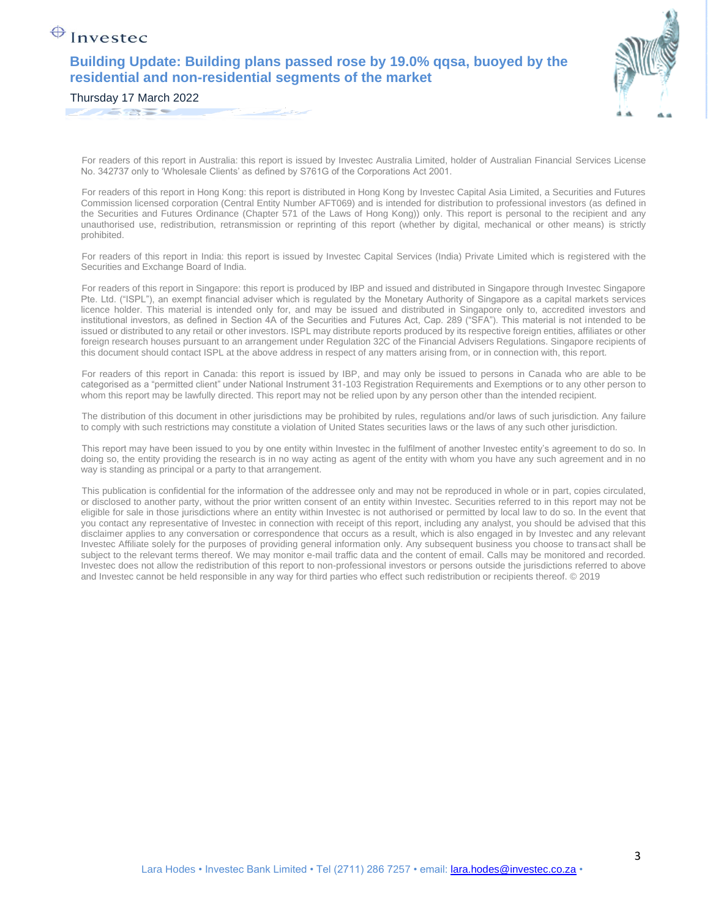For readers of this report in Australia: this report is issued by Investec Australia Limited, holder of Australian Financial Services License No. 342737 only to 'Wholesale Clients' as defined by S761G of the Corporations Act 2001.

For readers of this report in Hong Kong: this report is distributed in Hong Kong by Investec Capital Asia Limited, a Securities and Futures Commission licensed corporation (Central Entity Number AFT069) and is intended for distribution to professional investors (as defined in the Securities and Futures Ordinance (Chapter 571 of the Laws of Hong Kong)) only. This report is personal to the recipient and any unauthorised use, redistribution, retransmission or reprinting of this report (whether by digital, mechanical or other means) is strictly prohibited.

For readers of this report in India: this report is issued by Investec Capital Services (India) Private Limited which is registered with the Securities and Exchange Board of India.

For readers of this report in Singapore: this report is produced by IBP and issued and distributed in Singapore through Investec Singapore Pte. Ltd. ("ISPL"), an exempt financial adviser which is regulated by the Monetary Authority of Singapore as a capital markets services licence holder. This material is intended only for, and may be issued and distributed in Singapore only to, accredited investors and institutional investors, as defined in Section 4A of the Securities and Futures Act, Cap. 289 ("SFA"). This material is not intended to be issued or distributed to any retail or other investors. ISPL may distribute reports produced by its respective foreign entities, affiliates or other foreign research houses pursuant to an arrangement under Regulation 32C of the Financial Advisers Regulations. Singapore recipients of this document should contact ISPL at the above address in respect of any matters arising from, or in connection with, this report.

For readers of this report in Canada: this report is issued by IBP, and may only be issued to persons in Canada who are able to be categorised as a "permitted client" under National Instrument 31-103 Registration Requirements and Exemptions or to any other person to whom this report may be lawfully directed. This report may not be relied upon by any person other than the intended recipient.

The distribution of this document in other jurisdictions may be prohibited by rules, regulations and/or laws of such jurisdiction. Any failure to comply with such restrictions may constitute a violation of United States securities laws or the laws of any such other jurisdiction.

This report may have been issued to you by one entity within Investec in the fulfilment of another Investec entity's agreement to do so. In doing so, the entity providing the research is in no way acting as agent of the entity with whom you have any such agreement and in no way is standing as principal or a party to that arrangement.

This publication is confidential for the information of the addressee only and may not be reproduced in whole or in part, copies circulated, or disclosed to another party, without the prior written consent of an entity within Investec. Securities referred to in this report may not be eligible for sale in those jurisdictions where an entity within Investec is not authorised or permitted by local law to do so. In the event that you contact any representative of Investec in connection with receipt of this report, including any analyst, you should be advised that this disclaimer applies to any conversation or correspondence that occurs as a result, which is also engaged in by Investec and any relevant Investec Affiliate solely for the purposes of providing general information only. Any subsequent business you choose to transact shall be subject to the relevant terms thereof. We may monitor e-mail traffic data and the content of email. Calls may be monitored and recorded. Investec does not allow the redistribution of this report to non-professional investors or persons outside the jurisdictions referred to above and Investec cannot be held responsible in any way for third parties who effect such redistribution or recipients thereof. © 2019